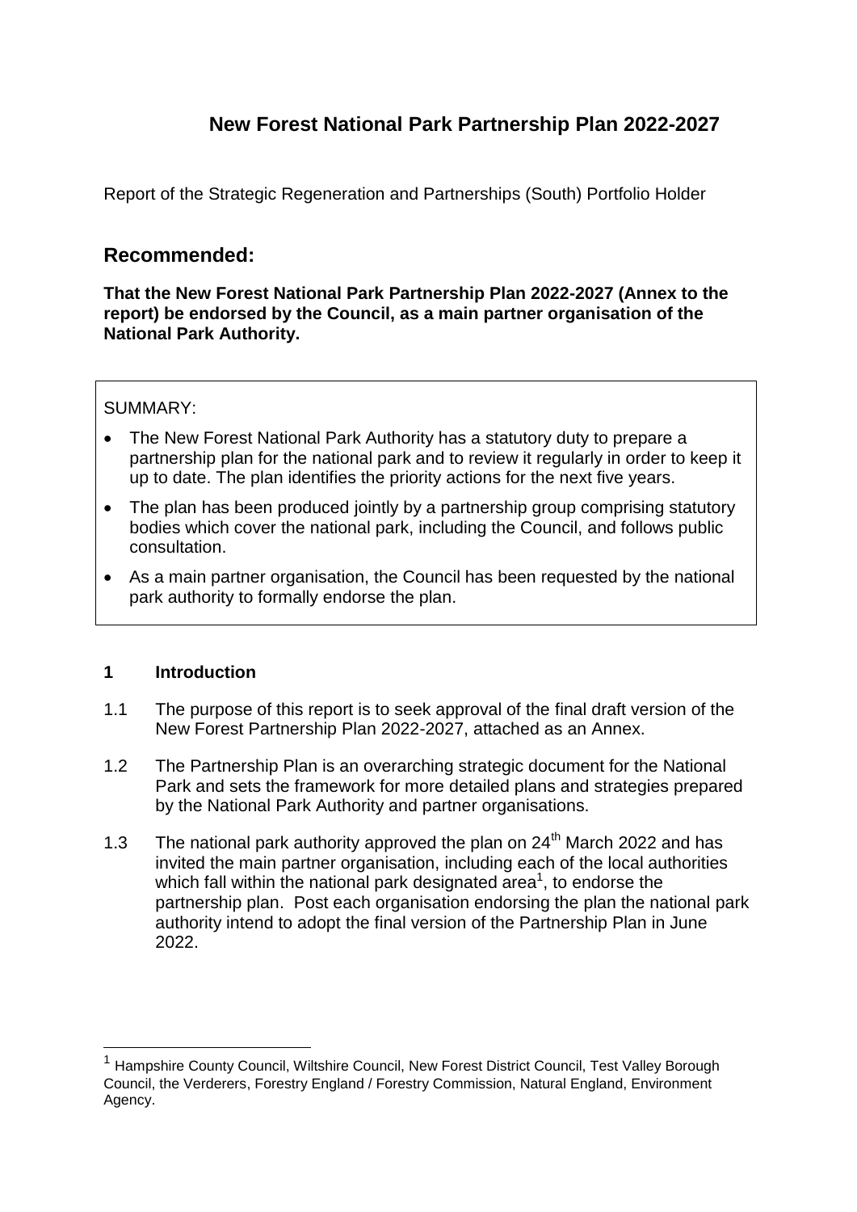# New Forest National Park Partnership Plan 2022-2027

Report of the Strategic Regeneration and Partnerships (South) Portfolio Holder

## Recommended:

**That the New Forest National Park Partnership Plan 2022-2027 (Annex to the report) be endorsed by the Council, as a main partner organisation of the National Park Authority.**

SUMMARY:

- The New Forest National Park Authority has a statutory duty to prepare a partnership plan for the national park and to review it regularly in order to keep it up to date. The plan identifies the priority actions for the next five years.
- The plan has been produced jointly by a partnership group comprising statutory bodies which cover the national park, including the Council, and follows public consultation.
- As a main partner organisation, the Council has been requested by the national park authority to formally endorse the plan.

### 1 Introduction

1.1 The purpose of this report is to seek approval of the final draft version of the New Forest Partnership Plan 2022-2027, attached as an Annex.

1.2 The Partnership Plan is an overarching strategic document for the National Park and sets the framework for more detailed plans and strategies prepared by the National Park Authority and partner organisations.

1.3 The national park authority approved the plan on 24th March 2022 and has invited the main partner organisation, including each of the local authorities which fall within the national park designated area[1], to endorse the partnership plan. Post each organisation endorsing the plan the national park authority intend to adopt the final version of the Partnership Plan in June 2022.

[1] Hampshire County Council, Wiltshire Council, New Forest District Council, Test Valley Borough Council, the Verderers, Forestry England / Forestry Commission, Natural England, Environment Agency.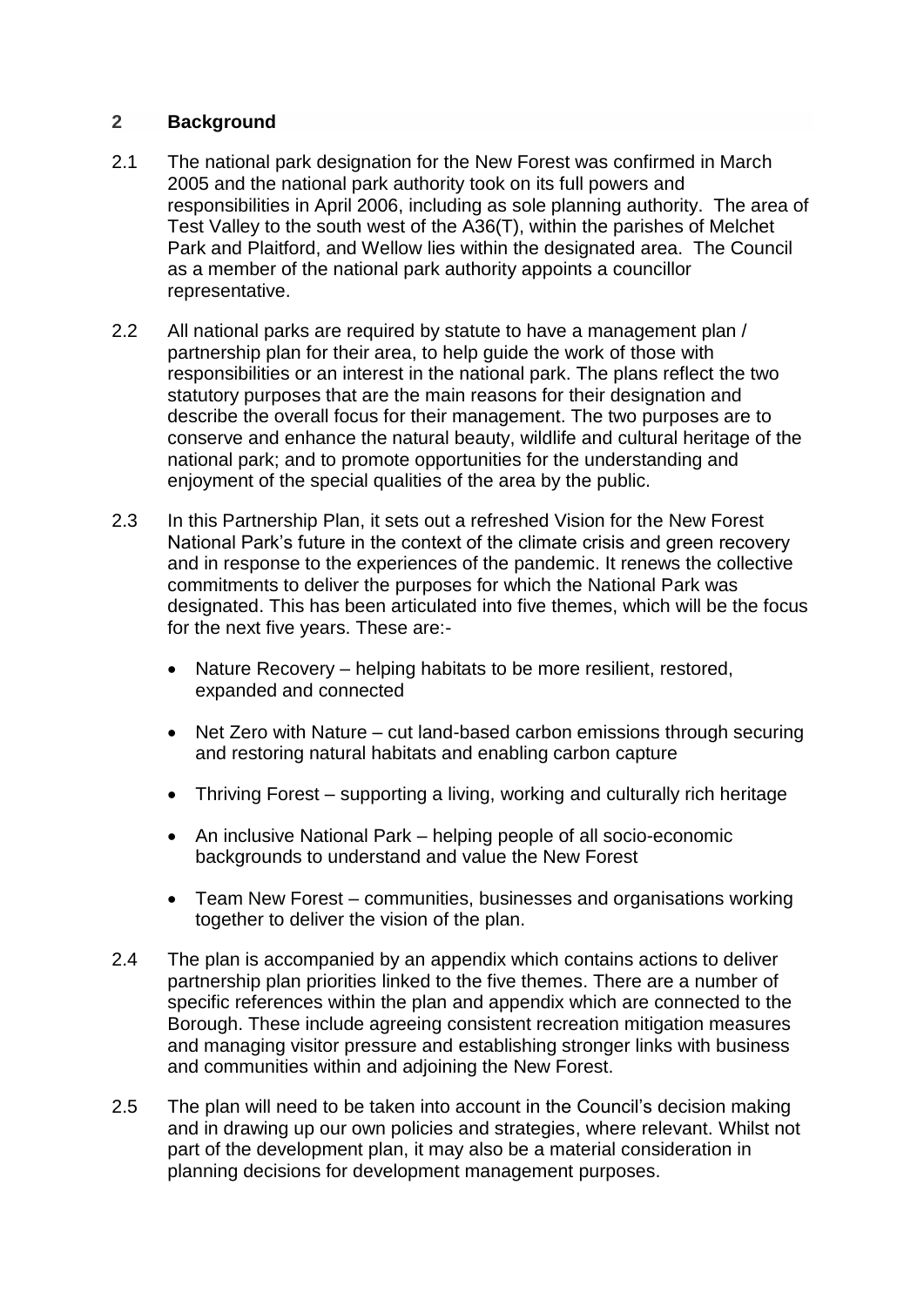## 2 Background

2.1 The national park designation for the New Forest was confirmed in March 2005 and the national park authority took on its full powers and responsibilities in April 2006, including as sole planning authority. The area of Test Valley to the south west of the A36(T), within the parishes of Melchet Park and Plaitford, and Wellow lies within the designated area. The Council as a member of the national park authority appoints a councillor representative.

2.2 All national parks are required by statute to have a management plan / partnership plan for their area, to help guide the work of those with responsibilities or an interest in the national park. The plans reflect the two statutory purposes that are the main reasons for their designation and describe the overall focus for their management. The two purposes are to conserve and enhance the natural beauty, wildlife and cultural heritage of the national park; and to promote opportunities for the understanding and enjoyment of the special qualities of the area by the public.

2.3 In this Partnership Plan, it sets out a refreshed Vision for the New Forest National Park's future in the context of the climate crisis and green recovery and in response to the experiences of the pandemic. It renews the collective commitments to deliver the purposes for which the National Park was designated. This has been articulated into five themes, which will be the focus for the next five years. These are:-

- Nature Recovery – helping habitats to be more resilient, restored, expanded and connected
- Net Zero with Nature – cut land-based carbon emissions through securing and restoring natural habitats and enabling carbon capture
- Thriving Forest – supporting a living, working and culturally rich heritage
- An inclusive National Park – helping people of all socio-economic backgrounds to understand and value the New Forest
- Team New Forest – communities, businesses and organisations working together to deliver the vision of the plan.

2.4 The plan is accompanied by an appendix which contains actions to deliver partnership plan priorities linked to the five themes. There are a number of specific references within the plan and appendix which are connected to the Borough. These include agreeing consistent recreation mitigation measures and managing visitor pressure and establishing stronger links with business and communities within and adjoining the New Forest.

2.5 The plan will need to be taken into account in the Council's decision making and in drawing up our own policies and strategies, where relevant. Whilst not part of the development plan, it may also be a material consideration in planning decisions for development management purposes.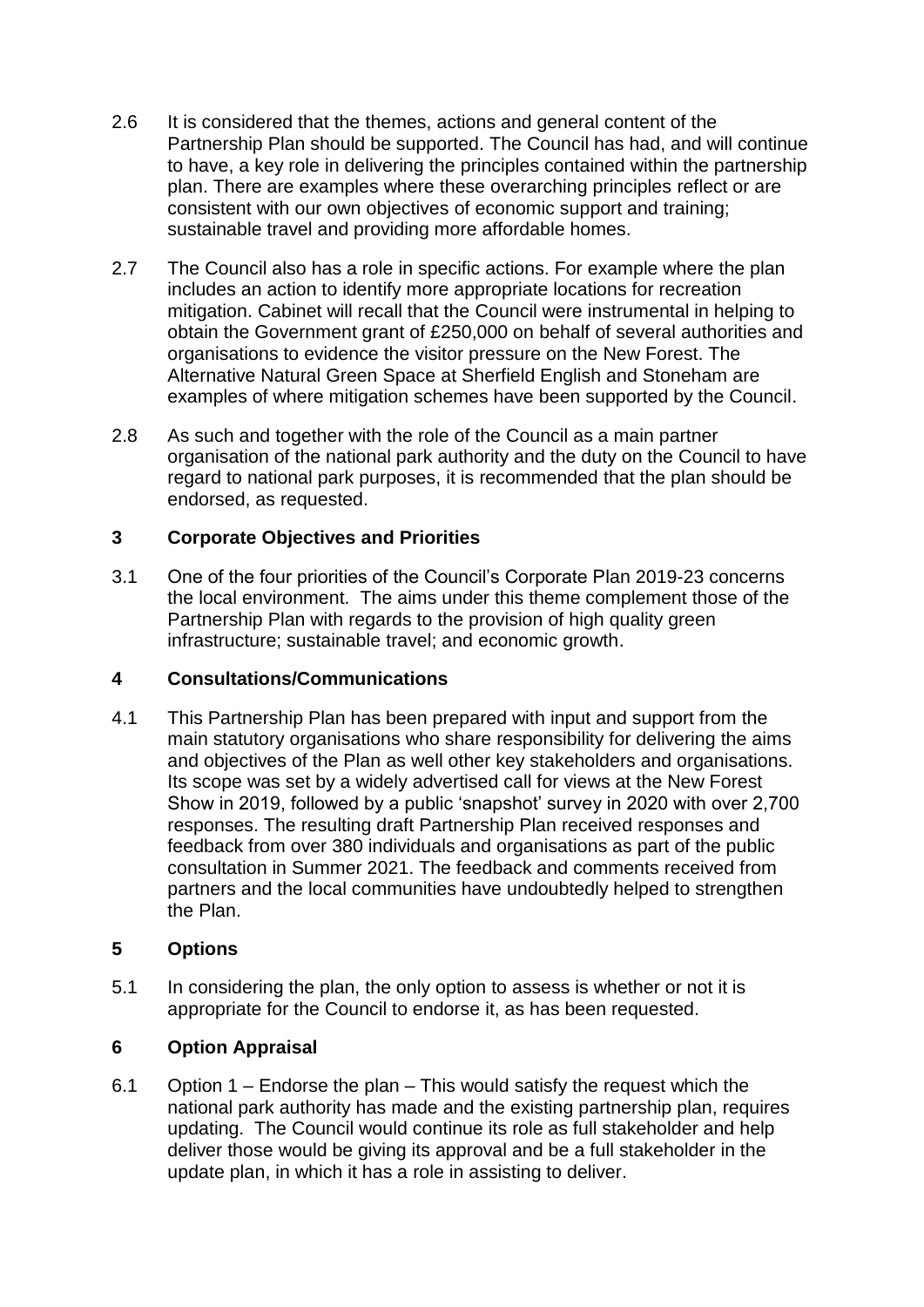2.6 It is considered that the themes, actions and general content of the Partnership Plan should be supported. The Council has had, and will continue to have, a key role in delivering the principles contained within the partnership plan. There are examples where these overarching principles reflect or are consistent with our own objectives of economic support and training; sustainable travel and providing more affordable homes.

2.7 The Council also has a role in specific actions. For example where the plan includes an action to identify more appropriate locations for recreation mitigation. Cabinet will recall that the Council were instrumental in helping to obtain the Government grant of £250,000 on behalf of several authorities and organisations to evidence the visitor pressure on the New Forest. The Alternative Natural Green Space at Sherfield English and Stoneham are examples of where mitigation schemes have been supported by the Council.

2.8 As such and together with the role of the Council as a main partner organisation of the national park authority and the duty on the Council to have regard to national park purposes, it is recommended that the plan should be endorsed, as requested.

## 3 Corporate Objectives and Priorities

3.1 One of the four priorities of the Council's Corporate Plan 2019-23 concerns the local environment. The aims under this theme complement those of the Partnership Plan with regards to the provision of high quality green infrastructure; sustainable travel; and economic growth.

## 4 Consultations/Communications

4.1 This Partnership Plan has been prepared with input and support from the main statutory organisations who share responsibility for delivering the aims and objectives of the Plan as well other key stakeholders and organisations. Its scope was set by a widely advertised call for views at the New Forest Show in 2019, followed by a public 'snapshot' survey in 2020 with over 2,700 responses. The resulting draft Partnership Plan received responses and feedback from over 380 individuals and organisations as part of the public consultation in Summer 2021. The feedback and comments received from partners and the local communities have undoubtedly helped to strengthen the Plan.

## 5 Options

5.1 In considering the plan, the only option to assess is whether or not it is appropriate for the Council to endorse it, as has been requested.

## 6 Option Appraisal

6.1 Option 1 – Endorse the plan – This would satisfy the request which the national park authority has made and the existing partnership plan, requires updating. The Council would continue its role as full stakeholder and help deliver those would be giving its approval and be a full stakeholder in the update plan, in which it has a role in assisting to deliver.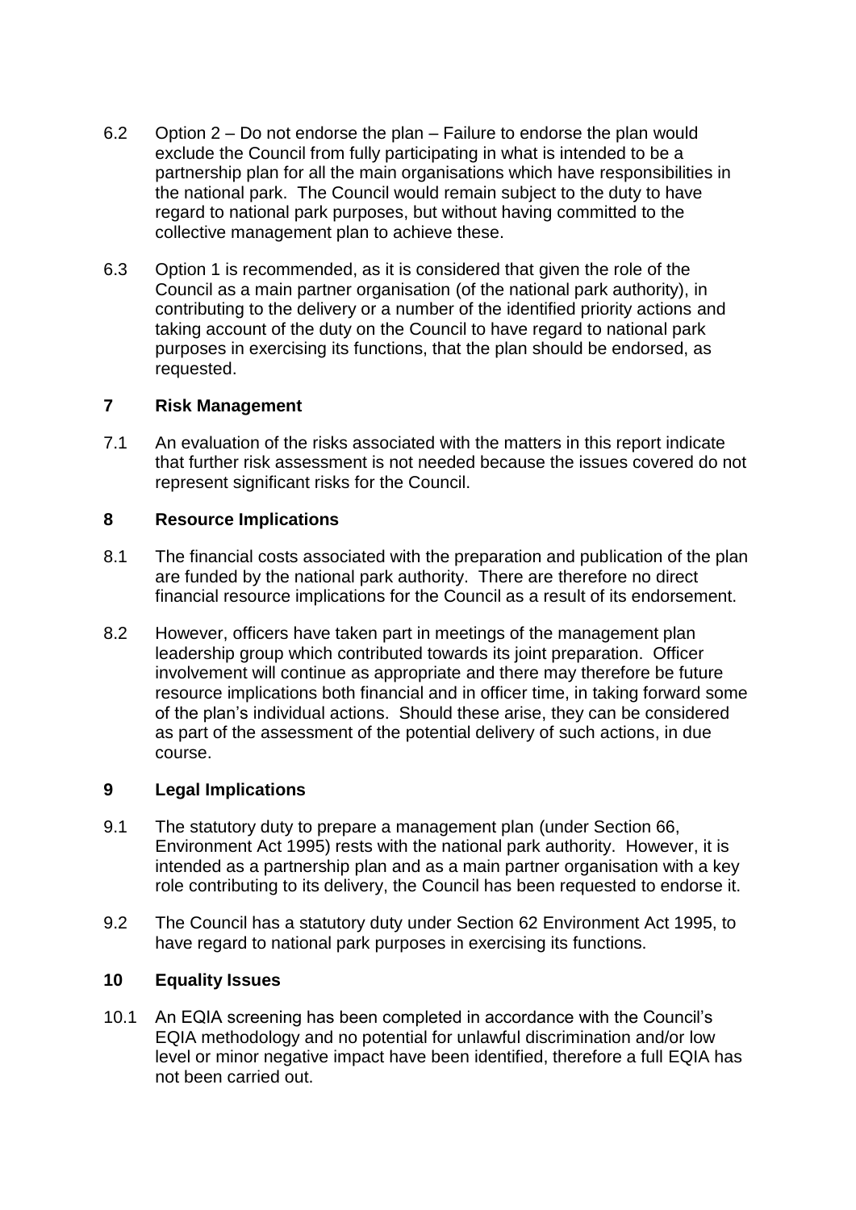6.2 Option 2 – Do not endorse the plan – Failure to endorse the plan would exclude the Council from fully participating in what is intended to be a partnership plan for all the main organisations which have responsibilities in the national park. The Council would remain subject to the duty to have regard to national park purposes, but without having committed to the collective management plan to achieve these.

6.3 Option 1 is recommended, as it is considered that given the role of the Council as a main partner organisation (of the national park authority), in contributing to the delivery or a number of the identified priority actions and taking account of the duty on the Council to have regard to national park purposes in exercising its functions, that the plan should be endorsed, as requested.

## 7 Risk Management

7.1 An evaluation of the risks associated with the matters in this report indicate that further risk assessment is not needed because the issues covered do not represent significant risks for the Council.

## 8 Resource Implications

8.1 The financial costs associated with the preparation and publication of the plan are funded by the national park authority. There are therefore no direct financial resource implications for the Council as a result of its endorsement.

8.2 However, officers have taken part in meetings of the management plan leadership group which contributed towards its joint preparation. Officer involvement will continue as appropriate and there may therefore be future resource implications both financial and in officer time, in taking forward some of the plan's individual actions. Should these arise, they can be considered as part of the assessment of the potential delivery of such actions, in due course.

## 9 Legal Implications

9.1 The statutory duty to prepare a management plan (under Section 66, Environment Act 1995) rests with the national park authority. However, it is intended as a partnership plan and as a main partner organisation with a key role contributing to its delivery, the Council has been requested to endorse it.

9.2 The Council has a statutory duty under Section 62 Environment Act 1995, to have regard to national park purposes in exercising its functions.

## 10 Equality Issues

10.1 An EQIA screening has been completed in accordance with the Council's EQIA methodology and no potential for unlawful discrimination and/or low level or minor negative impact have been identified, therefore a full EQIA has not been carried out.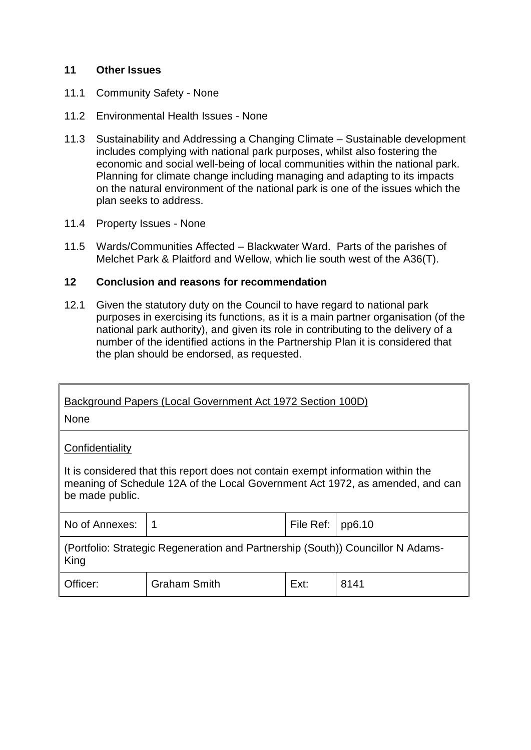## 11 Other Issues

11.1 Community Safety - None

11.2 Environmental Health Issues - None

11.3 Sustainability and Addressing a Changing Climate – Sustainable development includes complying with national park purposes, whilst also fostering the economic and social well-being of local communities within the national park. Planning for climate change including managing and adapting to its impacts on the natural environment of the national park is one of the issues which the plan seeks to address.

11.4 Property Issues - None

11.5 Wards/Communities Affected – Blackwater Ward. Parts of the parishes of Melchet Park & Plaitford and Wellow, which lie south west of the A36(T).

## 12 Conclusion and reasons for recommendation

12.1 Given the statutory duty on the Council to have regard to national park purposes in exercising its functions, as it is a main partner organisation (of the national park authority), and given its role in contributing to the delivery of a number of the identified actions in the Partnership Plan it is considered that the plan should be endorsed, as requested.

| | | | |
|---|---|---|---|
| Background Papers (Local Government Act 1972 Section 100D)<br>None | | | |
| Confidentiality<br>It is considered that this report does not contain exempt information within the meaning of Schedule 12A of the Local Government Act 1972, as amended, and can be made public. | | | |
| No of Annexes: | 1 | File Ref: | pp6.10 |
| (Portfolio: Strategic Regeneration and Partnership (South)) Councillor N Adams-King | | | |
| Officer: | Graham Smith | Ext: | 8141 |